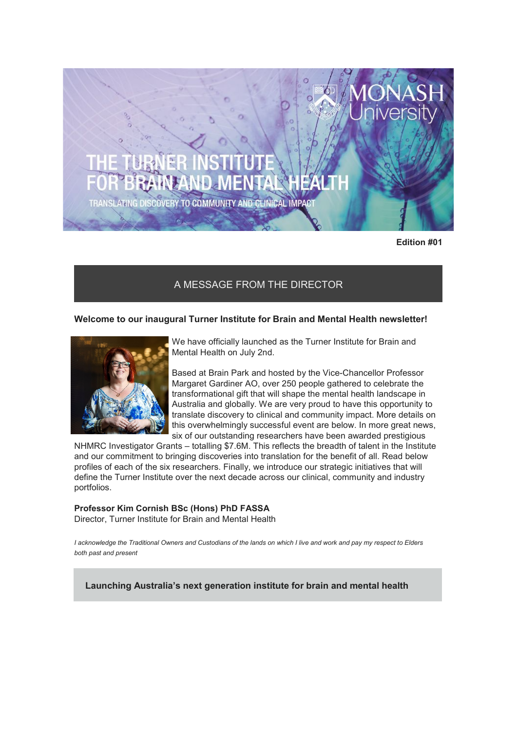# THE TURNER INSTITUTE FOR BRAIN AND MENTAL HEALTH

TRANSLATING DISCOVERY TO COMMUNITY AND CLINICAL IMPACT

MONASH University

**Edition #01**

## A MESSAGE FROM THE DIRECTOR

**Welcome to our inaugural Turner Institute for Brain and Mental Health newsletter!**

We have officially launched as the Turner Institute for Brain and Mental Health on July 2nd.

Based at Brain Park and hosted by the Vice-Chancellor Professor Margaret Gardiner AO, over 250 people gathered to celebrate the transformational gift that will shape the mental health landscape in Australia and globally. We are very proud to have this opportunity to translate discovery to clinical and community impact. More details on this overwhelmingly successful event are below. In more great news, six of our outstanding researchers have been awarded prestigious NHMRC Investigator Grants – totalling $7.6M. This reflects the breadth of talent in the Institute and our commitment to bringing discoveries into translation for the benefit of all. Read below profiles of each of the six researchers. Finally, we introduce our strategic initiatives that will define the Turner Institute over the next decade across our clinical, community and industry portfolios.

**Professor Kim Cornish BSc (Hons) PhD FASSA**
Director, Turner Institute for Brain and Mental Health

*I acknowledge the Traditional Owners and Custodians of the lands on which I live and work and pay my respect to Elders both past and present*

## Launching Australia's next generation institute for brain and mental health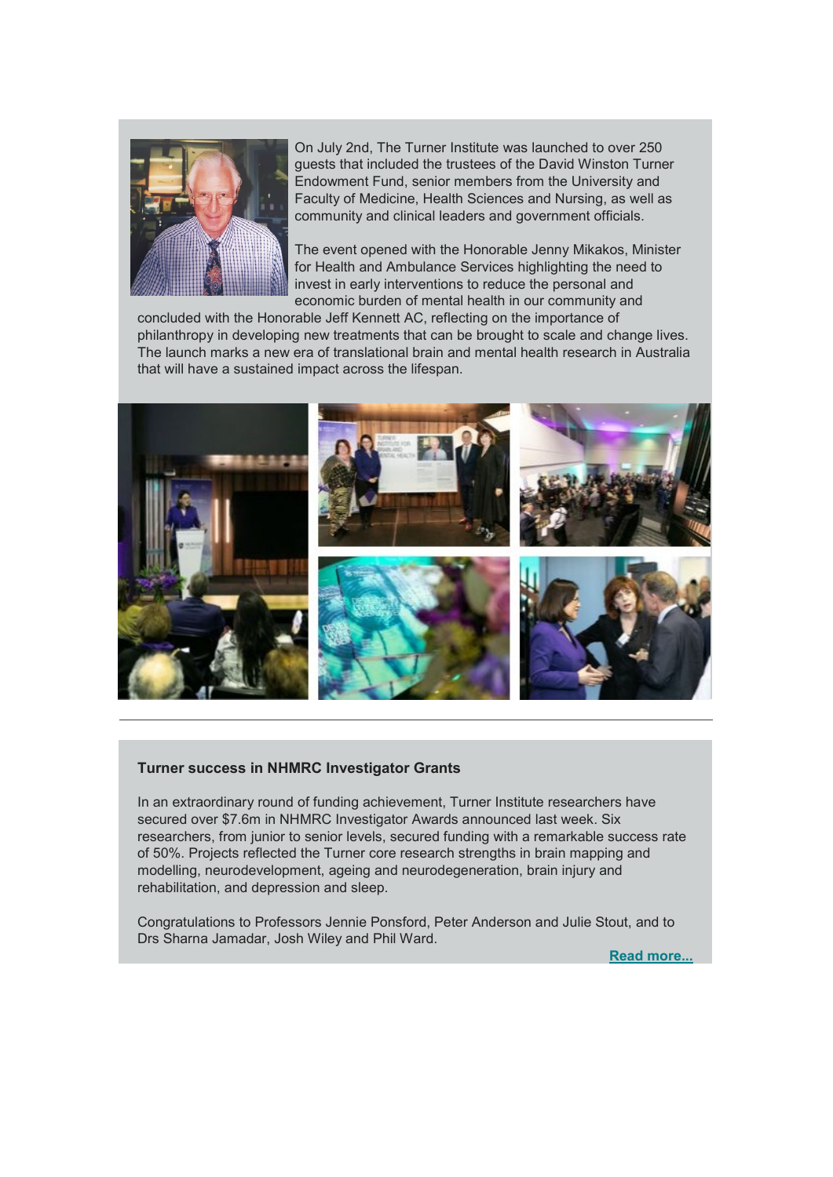On July 2nd, The Turner Institute was launched to over 250 guests that included the trustees of the David Winston Turner Endowment Fund, senior members from the University and Faculty of Medicine, Health Sciences and Nursing, as well as community and clinical leaders and government officials.

The event opened with the Honorable Jenny Mikakos, Minister for Health and Ambulance Services highlighting the need to invest in early interventions to reduce the personal and economic burden of mental health in our community and concluded with the Honorable Jeff Kennett AC, reflecting on the importance of philanthropy in developing new treatments that can be brought to scale and change lives. The launch marks a new era of translational brain and mental health research in Australia that will have a sustained impact across the lifespan.

---

**Turner success in NHMRC Investigator Grants**

In an extraordinary round of funding achievement, Turner Institute researchers have secured over $7.6m in NHMRC Investigator Awards announced last week. Six researchers, from junior to senior levels, secured funding with a remarkable success rate of 50%. Projects reflected the Turner core research strengths in brain mapping and modelling, neurodevelopment, ageing and neurodegeneration, brain injury and rehabilitation, and depression and sleep.

Congratulations to Professors Jennie Ponsford, Peter Anderson and Julie Stout, and to Drs Sharna Jamadar, Josh Wiley and Phil Ward.

**Read more...**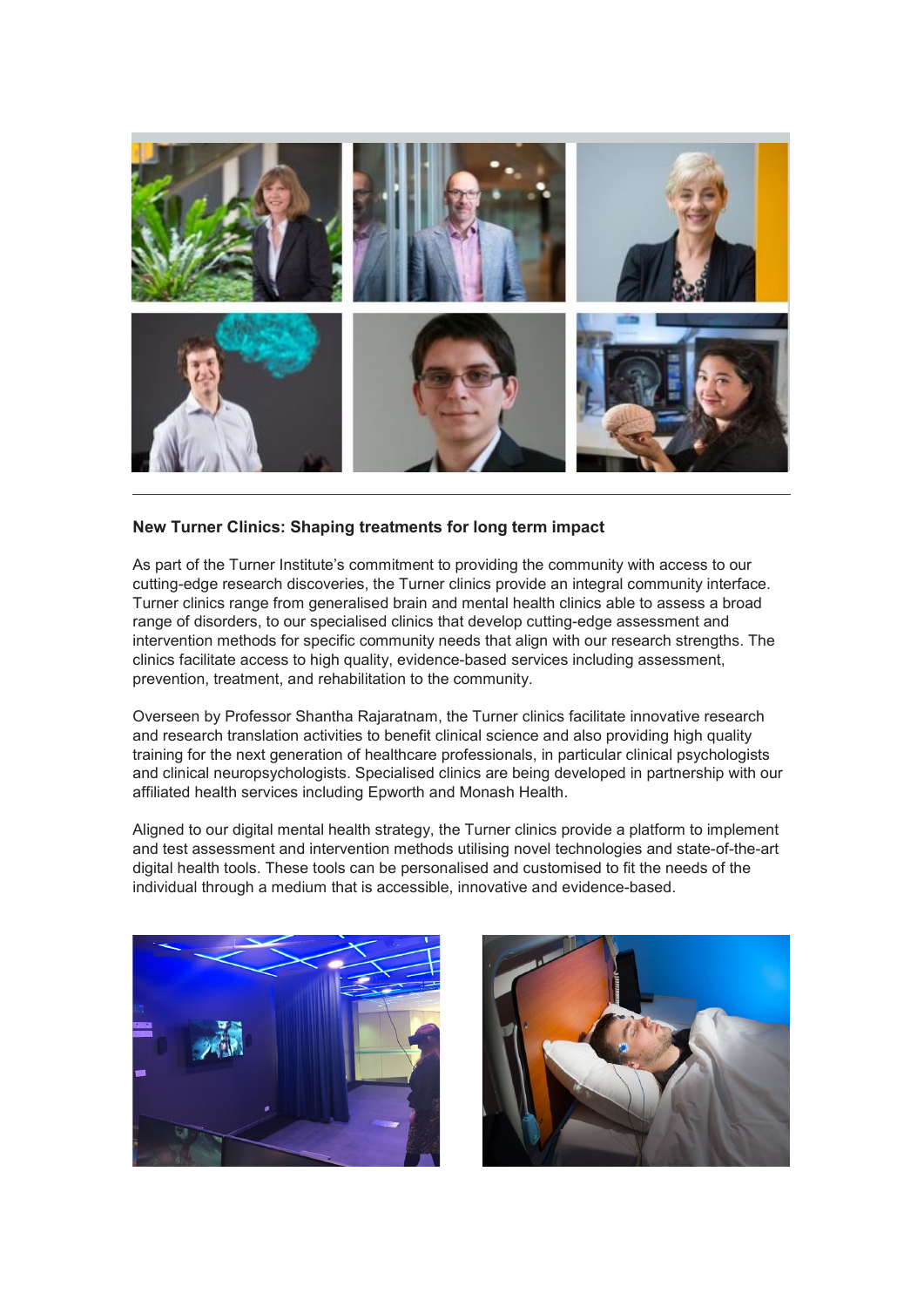## New Turner Clinics: Shaping treatments for long term impact

As part of the Turner Institute's commitment to providing the community with access to our cutting-edge research discoveries, the Turner clinics provide an integral community interface. Turner clinics range from generalised brain and mental health clinics able to assess a broad range of disorders, to our specialised clinics that develop cutting-edge assessment and intervention methods for specific community needs that align with our research strengths. The clinics facilitate access to high quality, evidence-based services including assessment, prevention, treatment, and rehabilitation to the community.

Overseen by Professor Shantha Rajaratnam, the Turner clinics facilitate innovative research and research translation activities to benefit clinical science and also providing high quality training for the next generation of healthcare professionals, in particular clinical psychologists and clinical neuropsychologists. Specialised clinics are being developed in partnership with our affiliated health services including Epworth and Monash Health.

Aligned to our digital mental health strategy, the Turner clinics provide a platform to implement and test assessment and intervention methods utilising novel technologies and state-of-the-art digital health tools. These tools can be personalised and customised to fit the needs of the individual through a medium that is accessible, innovative and evidence-based.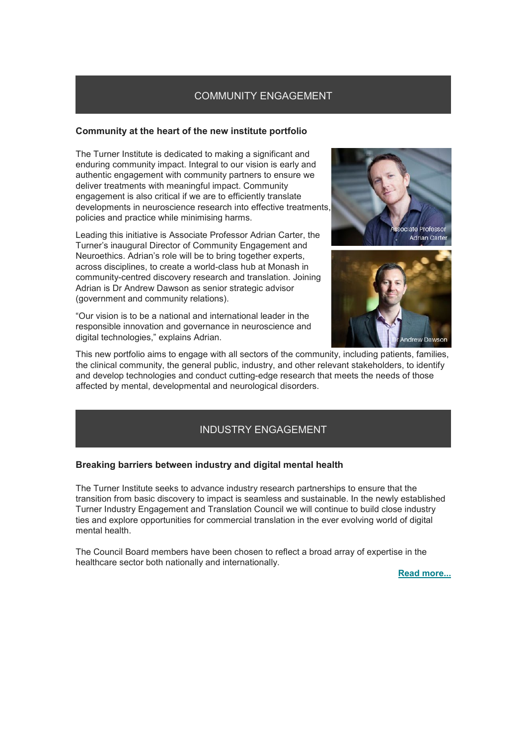## COMMUNITY ENGAGEMENT

**Community at the heart of the new institute portfolio**

The Turner Institute is dedicated to making a significant and enduring community impact. Integral to our vision is early and authentic engagement with community partners to ensure we deliver treatments with meaningful impact. Community engagement is also critical if we are to efficiently translate developments in neuroscience research into effective treatments, policies and practice while minimising harms.

Leading this initiative is Associate Professor Adrian Carter, the Turner's inaugural Director of Community Engagement and Neuroethics. Adrian's role will be to bring together experts, across disciplines, to create a world-class hub at Monash in community-centred discovery research and translation. Joining Adrian is Dr Andrew Dawson as senior strategic advisor (government and community relations).

"Our vision is to be a national and international leader in the responsible innovation and governance in neuroscience and digital technologies," explains Adrian.

Associate Professor Adrian Carter

Dr Andrew Dawson

This new portfolio aims to engage with all sectors of the community, including patients, families, the clinical community, the general public, industry, and other relevant stakeholders, to identify and develop technologies and conduct cutting-edge research that meets the needs of those affected by mental, developmental and neurological disorders.

## INDUSTRY ENGAGEMENT

**Breaking barriers between industry and digital mental health**

The Turner Institute seeks to advance industry research partnerships to ensure that the transition from basic discovery to impact is seamless and sustainable. In the newly established Turner Industry Engagement and Translation Council we will continue to build close industry ties and explore opportunities for commercial translation in the ever evolving world of digital mental health.

The Council Board members have been chosen to reflect a broad array of expertise in the healthcare sector both nationally and internationally.

**Read more...**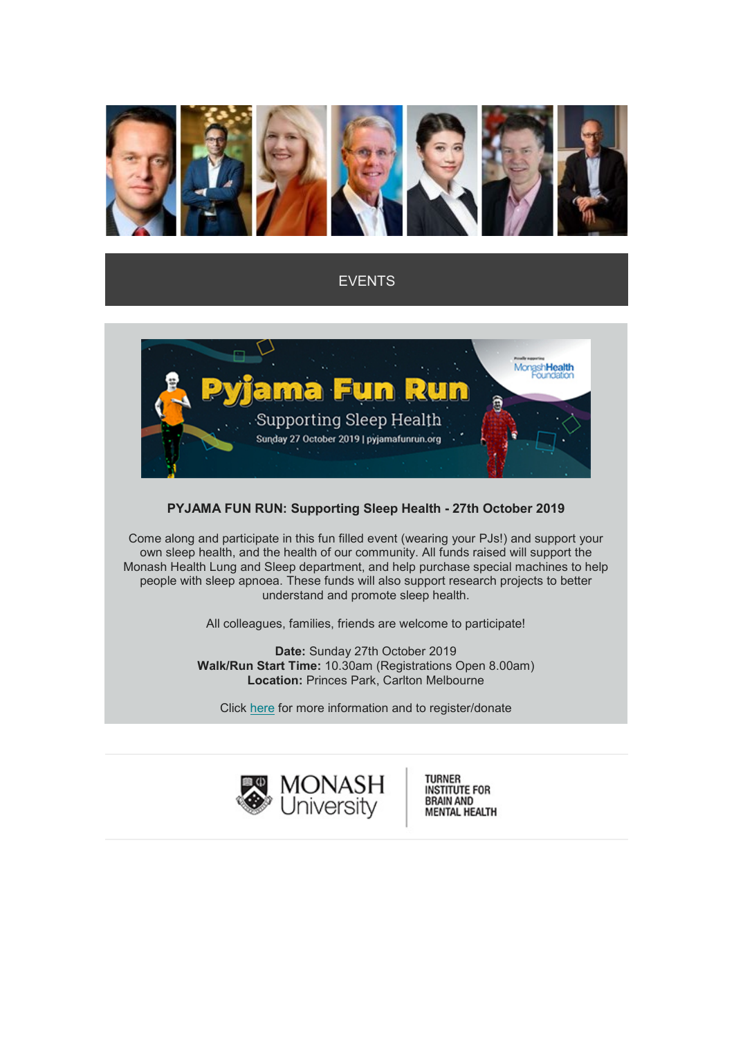## EVENTS

**PYJAMA FUN RUN: Supporting Sleep Health - 27th October 2019**

Come along and participate in this fun filled event (wearing your PJs!) and support your own sleep health, and the health of our community. All funds raised will support the Monash Health Lung and Sleep department, and help purchase special machines to help people with sleep apnoea. These funds will also support research projects to better understand and promote sleep health.

All colleagues, families, friends are welcome to participate!

**Date:** Sunday 27th October 2019
**Walk/Run Start Time:** 10.30am (Registrations Open 8.00am)
**Location:** Princes Park, Carlton Melbourne

Click here for more information and to register/donate

MONASH University | TURNER INSTITUTE FOR BRAIN AND MENTAL HEALTH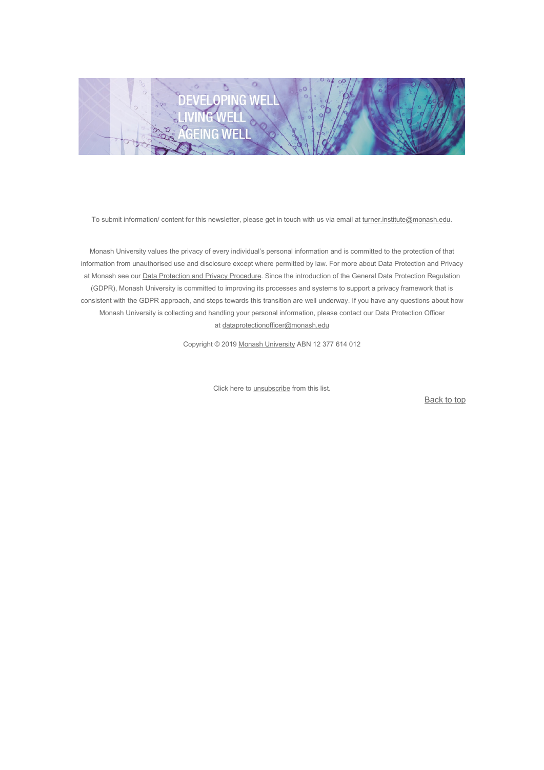DEVELOPING WELL
LIVING WELL
AGEING WELL

To submit information/ content for this newsletter, please get in touch with us via email at turner.institute@monash.edu.

Monash University values the privacy of every individual's personal information and is committed to the protection of that information from unauthorised use and disclosure except where permitted by law. For more about Data Protection and Privacy at Monash see our Data Protection and Privacy Procedure. Since the introduction of the General Data Protection Regulation (GDPR), Monash University is committed to improving its processes and systems to support a privacy framework that is consistent with the GDPR approach, and steps towards this transition are well underway. If you have any questions about how Monash University is collecting and handling your personal information, please contact our Data Protection Officer at dataprotectionofficer@monash.edu

Copyright © 2019 Monash University ABN 12 377 614 012

Click here to unsubscribe from this list.

Back to top